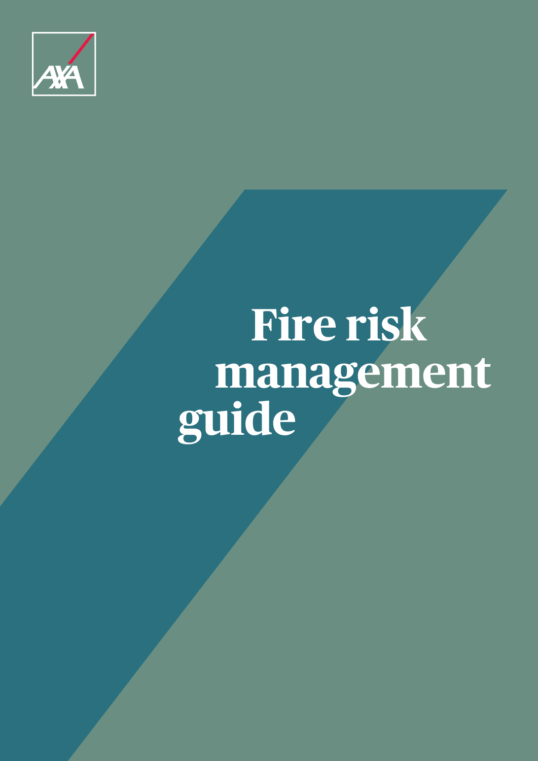AXA

# Fire risk management guide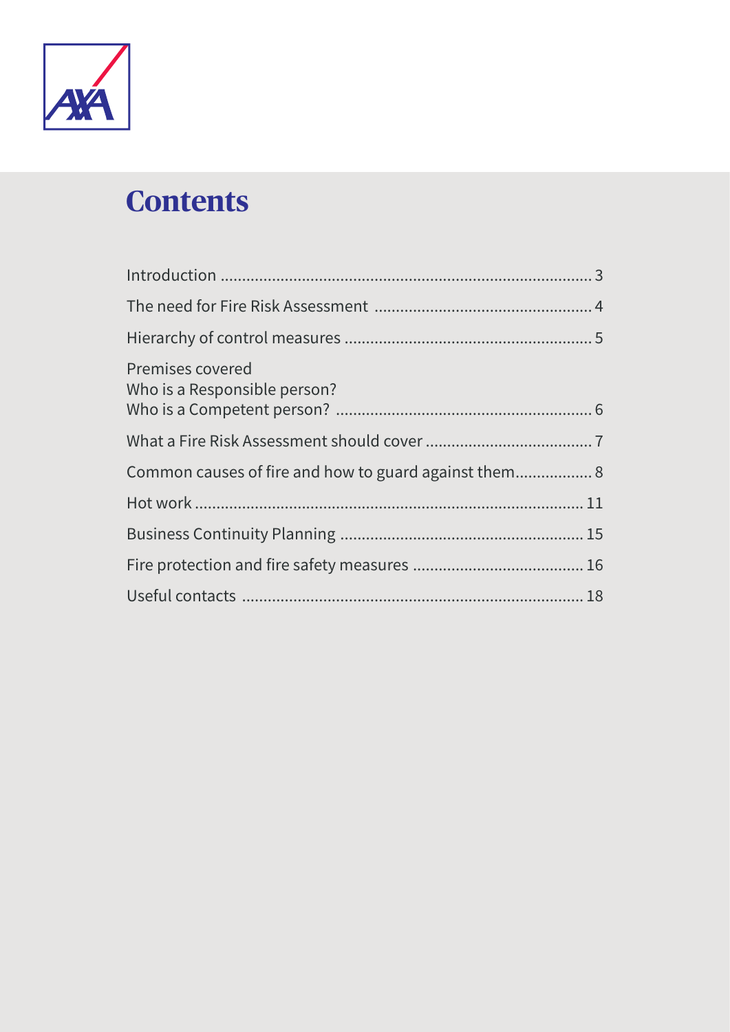# Contents

Introduction ..................................................................................... 3

The need for Fire Risk Assessment ................................................. 4

Hierarchy of control measures ........................................................ 5

Premises covered
Who is a Responsible person?
Who is a Competent person? .......................................................... 6

What a Fire Risk Assessment should cover ..................................... 7

Common causes of fire and how to guard against them................. 8

Hot work ......................................................................................... 11

Business Continuity Planning ....................................................... 15

Fire protection and fire safety measures ...................................... 16

Useful contacts .............................................................................. 18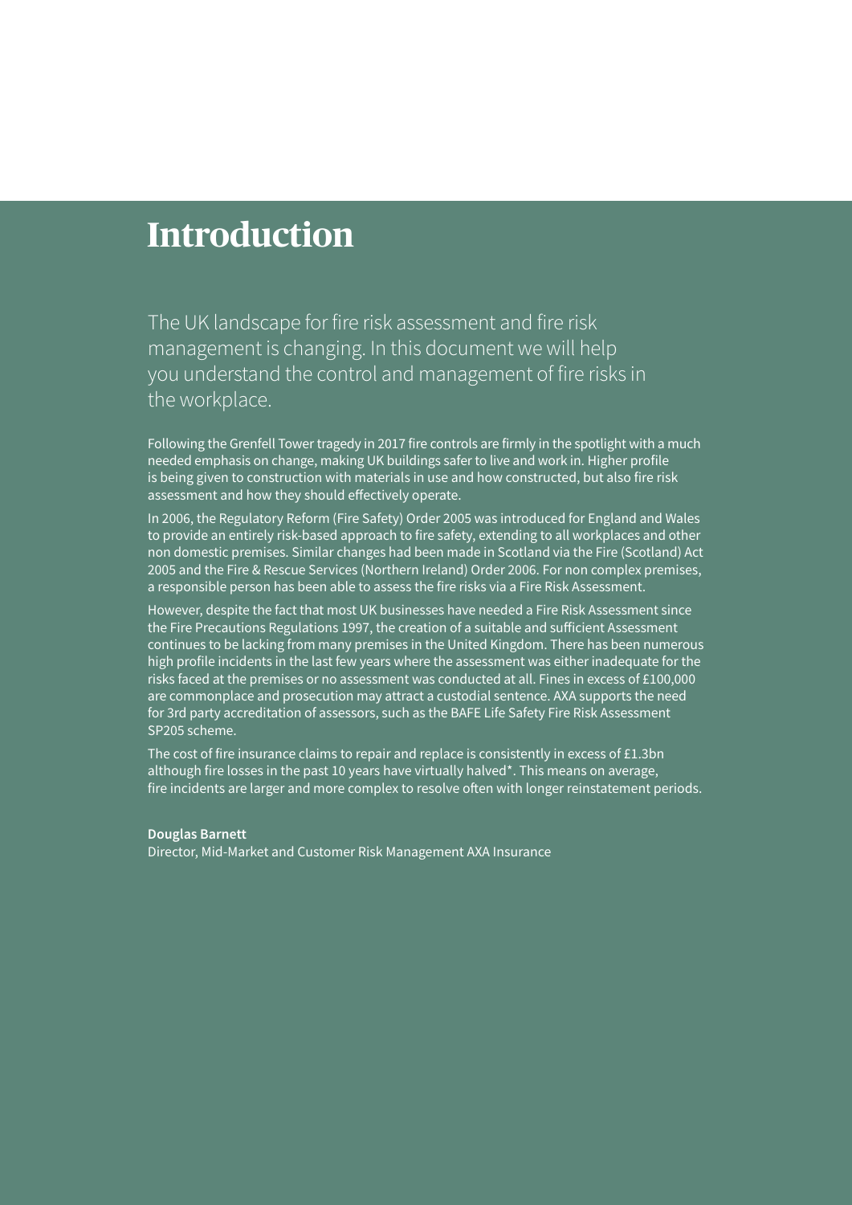# Introduction

The UK landscape for fire risk assessment and fire risk management is changing. In this document we will help you understand the control and management of fire risks in the workplace.

Following the Grenfell Tower tragedy in 2017 fire controls are firmly in the spotlight with a much needed emphasis on change, making UK buildings safer to live and work in. Higher profile is being given to construction with materials in use and how constructed, but also fire risk assessment and how they should effectively operate.

In 2006, the Regulatory Reform (Fire Safety) Order 2005 was introduced for England and Wales to provide an entirely risk-based approach to fire safety, extending to all workplaces and other non domestic premises. Similar changes had been made in Scotland via the Fire (Scotland) Act 2005 and the Fire & Rescue Services (Northern Ireland) Order 2006. For non complex premises, a responsible person has been able to assess the fire risks via a Fire Risk Assessment.

However, despite the fact that most UK businesses have needed a Fire Risk Assessment since the Fire Precautions Regulations 1997, the creation of a suitable and sufficient Assessment continues to be lacking from many premises in the United Kingdom. There has been numerous high profile incidents in the last few years where the assessment was either inadequate for the risks faced at the premises or no assessment was conducted at all. Fines in excess of £100,000 are commonplace and prosecution may attract a custodial sentence. AXA supports the need for 3rd party accreditation of assessors, such as the BAFE Life Safety Fire Risk Assessment SP205 scheme.

The cost of fire insurance claims to repair and replace is consistently in excess of £1.3bn although fire losses in the past 10 years have virtually halved*. This means on average, fire incidents are larger and more complex to resolve often with longer reinstatement periods.

**Douglas Barnett**
Director, Mid-Market and Customer Risk Management AXA Insurance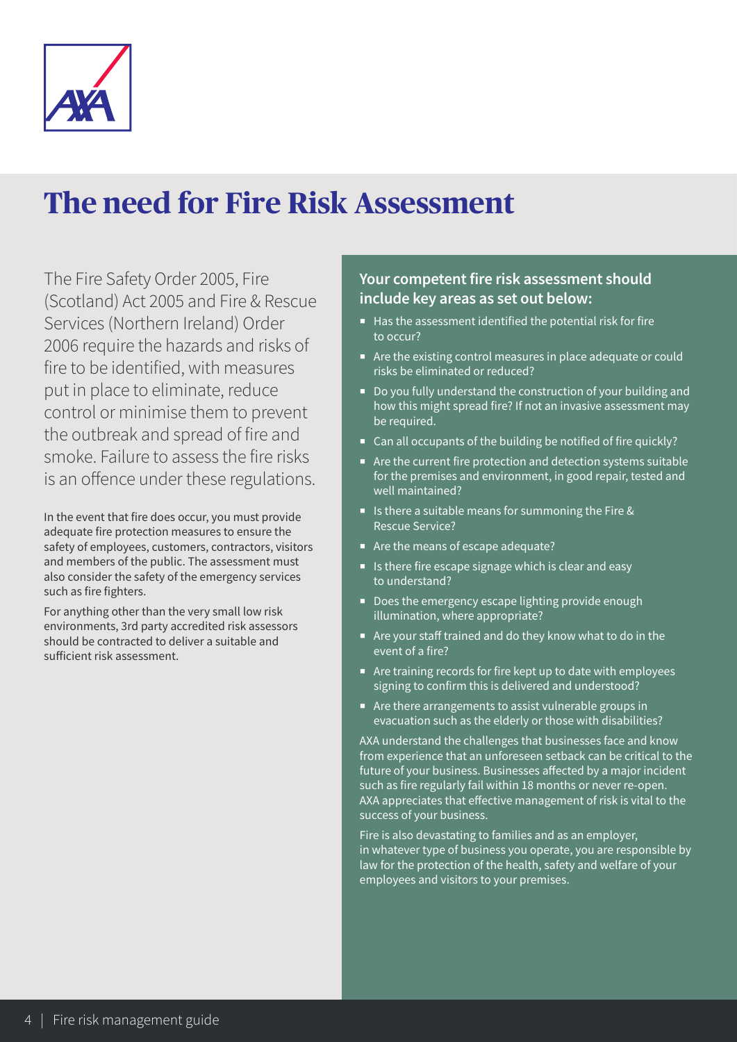# The need for Fire Risk Assessment

The Fire Safety Order 2005, Fire (Scotland) Act 2005 and Fire & Rescue Services (Northern Ireland) Order 2006 require the hazards and risks of fire to be identified, with measures put in place to eliminate, reduce control or minimise them to prevent the outbreak and spread of fire and smoke. Failure to assess the fire risks is an offence under these regulations.

In the event that fire does occur, you must provide adequate fire protection measures to ensure the safety of employees, customers, contractors, visitors and members of the public. The assessment must also consider the safety of the emergency services such as fire fighters.

For anything other than the very small low risk environments, 3rd party accredited risk assessors should be contracted to deliver a suitable and sufficient risk assessment.

**Your competent fire risk assessment should include key areas as set out below:**

- Has the assessment identified the potential risk for fire to occur?
- Are the existing control measures in place adequate or could risks be eliminated or reduced?
- Do you fully understand the construction of your building and how this might spread fire? If not an invasive assessment may be required.
- Can all occupants of the building be notified of fire quickly?
- Are the current fire protection and detection systems suitable for the premises and environment, in good repair, tested and well maintained?
- Is there a suitable means for summoning the Fire & Rescue Service?
- Are the means of escape adequate?
- Is there fire escape signage which is clear and easy to understand?
- Does the emergency escape lighting provide enough illumination, where appropriate?
- Are your staff trained and do they know what to do in the event of a fire?
- Are training records for fire kept up to date with employees signing to confirm this is delivered and understood?
- Are there arrangements to assist vulnerable groups in evacuation such as the elderly or those with disabilities?

AXA understand the challenges that businesses face and know from experience that an unforeseen setback can be critical to the future of your business. Businesses affected by a major incident such as fire regularly fail within 18 months or never re-open. AXA appreciates that effective management of risk is vital to the success of your business.

Fire is also devastating to families and as an employer, in whatever type of business you operate, you are responsible by law for the protection of the health, safety and welfare of your employees and visitors to your premises.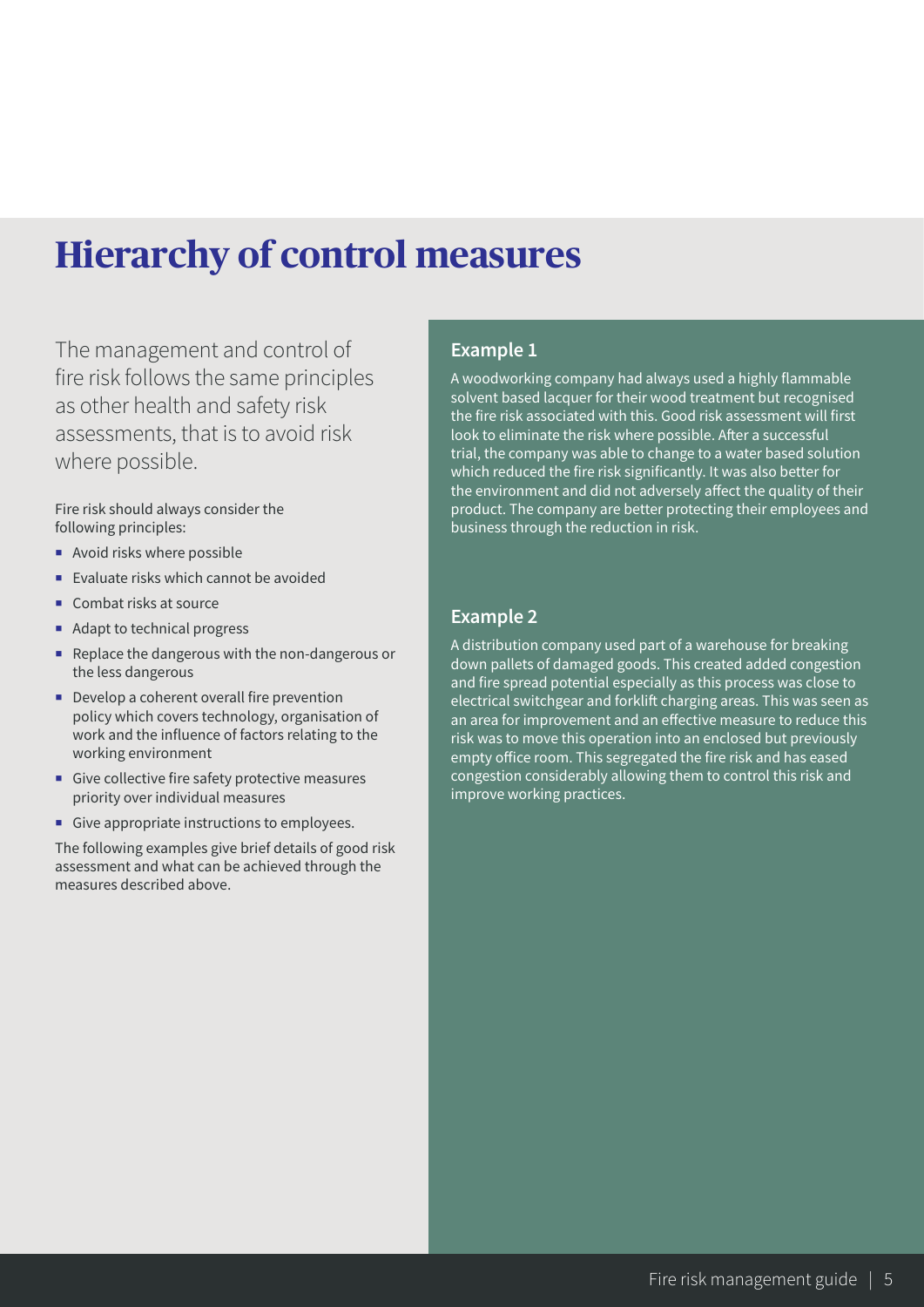# Hierarchy of control measures

The management and control of fire risk follows the same principles as other health and safety risk assessments, that is to avoid risk where possible.

Fire risk should always consider the following principles:

- Avoid risks where possible
- Evaluate risks which cannot be avoided
- Combat risks at source
- Adapt to technical progress
- Replace the dangerous with the non-dangerous or the less dangerous
- Develop a coherent overall fire prevention policy which covers technology, organisation of work and the influence of factors relating to the working environment
- Give collective fire safety protective measures priority over individual measures
- Give appropriate instructions to employees.

The following examples give brief details of good risk assessment and what can be achieved through the measures described above.

## Example 1

A woodworking company had always used a highly flammable solvent based lacquer for their wood treatment but recognised the fire risk associated with this. Good risk assessment will first look to eliminate the risk where possible. After a successful trial, the company was able to change to a water based solution which reduced the fire risk significantly. It was also better for the environment and did not adversely affect the quality of their product. The company are better protecting their employees and business through the reduction in risk.

## Example 2

A distribution company used part of a warehouse for breaking down pallets of damaged goods. This created added congestion and fire spread potential especially as this process was close to electrical switchgear and forklift charging areas. This was seen as an area for improvement and an effective measure to reduce this risk was to move this operation into an enclosed but previously empty office room. This segregated the fire risk and has eased congestion considerably allowing them to control this risk and improve working practices.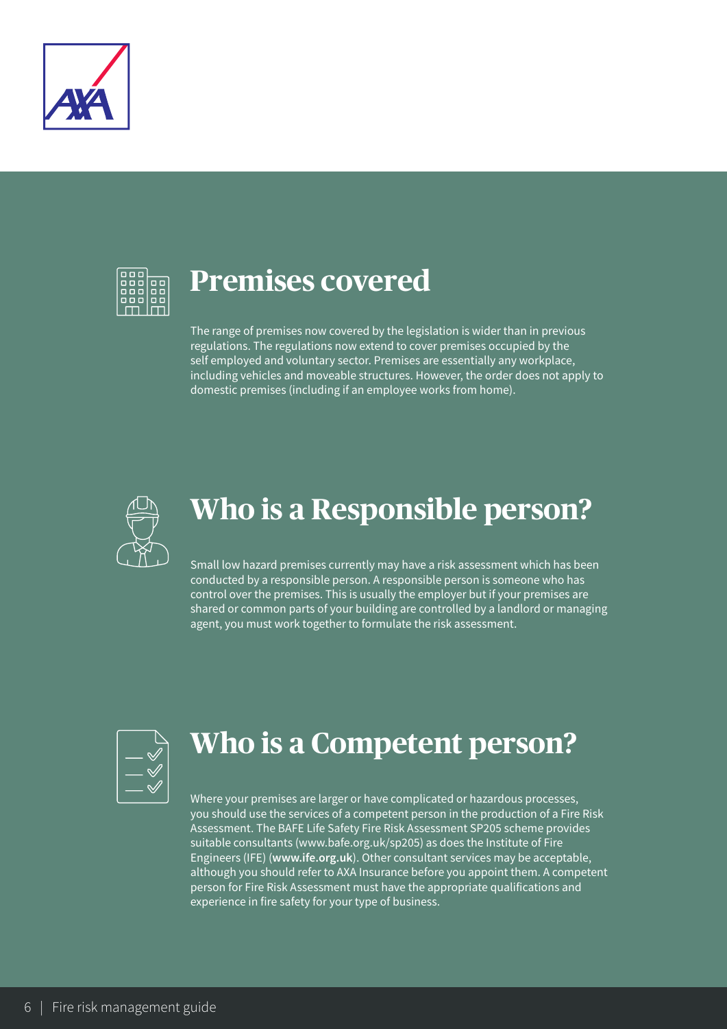## Premises covered

The range of premises now covered by the legislation is wider than in previous regulations. The regulations now extend to cover premises occupied by the self employed and voluntary sector. Premises are essentially any workplace, including vehicles and moveable structures. However, the order does not apply to domestic premises (including if an employee works from home).

## Who is a Responsible person?

Small low hazard premises currently may have a risk assessment which has been conducted by a responsible person. A responsible person is someone who has control over the premises. This is usually the employer but if your premises are shared or common parts of your building are controlled by a landlord or managing agent, you must work together to formulate the risk assessment.

## Who is a Competent person?

Where your premises are larger or have complicated or hazardous processes, you should use the services of a competent person in the production of a Fire Risk Assessment. The BAFE Life Safety Fire Risk Assessment SP205 scheme provides suitable consultants (www.bafe.org.uk/sp205) as does the Institute of Fire Engineers (IFE) (**www.ife.org.uk**). Other consultant services may be acceptable, although you should refer to AXA Insurance before you appoint them. A competent person for Fire Risk Assessment must have the appropriate qualifications and experience in fire safety for your type of business.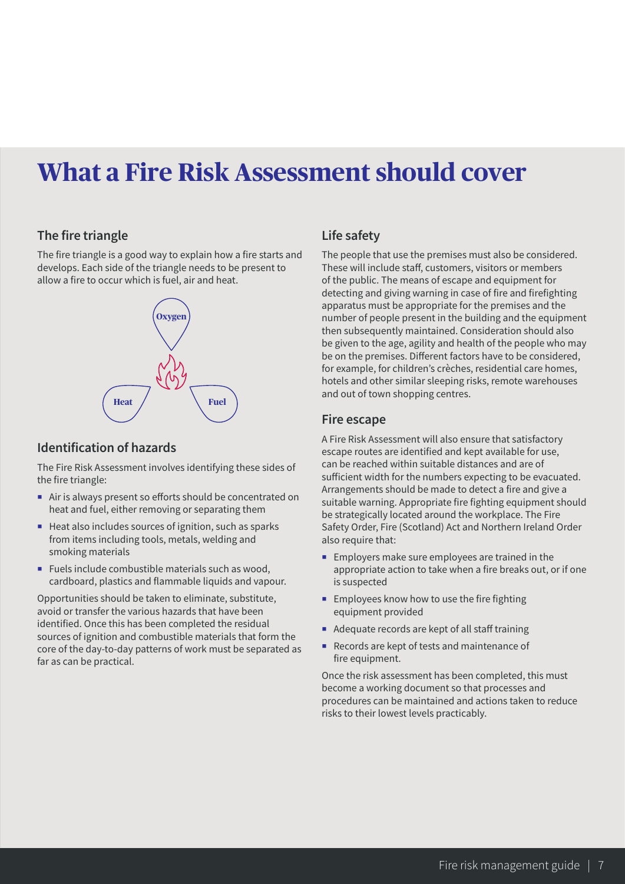# What a Fire Risk Assessment should cover

## The fire triangle

The fire triangle is a good way to explain how a fire starts and develops. Each side of the triangle needs to be present to allow a fire to occur which is fuel, air and heat.

## Identification of hazards

The Fire Risk Assessment involves identifying these sides of the fire triangle:

- Air is always present so efforts should be concentrated on heat and fuel, either removing or separating them
- Heat also includes sources of ignition, such as sparks from items including tools, metals, welding and smoking materials
- Fuels include combustible materials such as wood, cardboard, plastics and flammable liquids and vapour.

Opportunities should be taken to eliminate, substitute, avoid or transfer the various hazards that have been identified. Once this has been completed the residual sources of ignition and combustible materials that form the core of the day-to-day patterns of work must be separated as far as can be practical.

## Life safety

The people that use the premises must also be considered. These will include staff, customers, visitors or members of the public. The means of escape and equipment for detecting and giving warning in case of fire and firefighting apparatus must be appropriate for the premises and the number of people present in the building and the equipment then subsequently maintained. Consideration should also be given to the age, agility and health of the people who may be on the premises. Different factors have to be considered, for example, for children's crèches, residential care homes, hotels and other similar sleeping risks, remote warehouses and out of town shopping centres.

## Fire escape

A Fire Risk Assessment will also ensure that satisfactory escape routes are identified and kept available for use, can be reached within suitable distances and are of sufficient width for the numbers expecting to be evacuated. Arrangements should be made to detect a fire and give a suitable warning. Appropriate fire fighting equipment should be strategically located around the workplace. The Fire Safety Order, Fire (Scotland) Act and Northern Ireland Order also require that:

- Employers make sure employees are trained in the appropriate action to take when a fire breaks out, or if one is suspected
- Employees know how to use the fire fighting equipment provided
- Adequate records are kept of all staff training
- Records are kept of tests and maintenance of fire equipment.

Once the risk assessment has been completed, this must become a working document so that processes and procedures can be maintained and actions taken to reduce risks to their lowest levels practicably.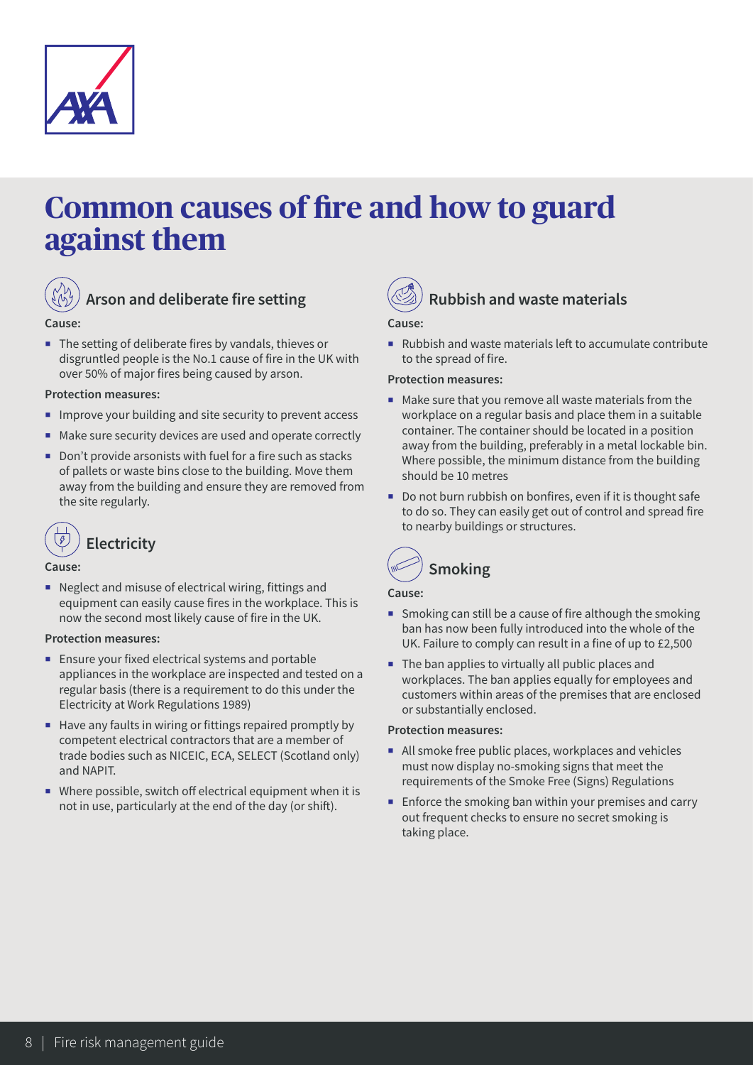# Common causes of fire and how to guard against them

## Arson and deliberate fire setting

**Cause:**

- The setting of deliberate fires by vandals, thieves or disgruntled people is the No.1 cause of fire in the UK with over 50% of major fires being caused by arson.

**Protection measures:**

- Improve your building and site security to prevent access
- Make sure security devices are used and operate correctly
- Don't provide arsonists with fuel for a fire such as stacks of pallets or waste bins close to the building. Move them away from the building and ensure they are removed from the site regularly.

## Electricity

**Cause:**

- Neglect and misuse of electrical wiring, fittings and equipment can easily cause fires in the workplace. This is now the second most likely cause of fire in the UK.

**Protection measures:**

- Ensure your fixed electrical systems and portable appliances in the workplace are inspected and tested on a regular basis (there is a requirement to do this under the Electricity at Work Regulations 1989)
- Have any faults in wiring or fittings repaired promptly by competent electrical contractors that are a member of trade bodies such as NICEIC, ECA, SELECT (Scotland only) and NAPIT.
- Where possible, switch off electrical equipment when it is not in use, particularly at the end of the day (or shift).

## Rubbish and waste materials

**Cause:**

- Rubbish and waste materials left to accumulate contribute to the spread of fire.

**Protection measures:**

- Make sure that you remove all waste materials from the workplace on a regular basis and place them in a suitable container. The container should be located in a position away from the building, preferably in a metal lockable bin. Where possible, the minimum distance from the building should be 10 metres
- Do not burn rubbish on bonfires, even if it is thought safe to do so. They can easily get out of control and spread fire to nearby buildings or structures.

## Smoking

**Cause:**

- Smoking can still be a cause of fire although the smoking ban has now been fully introduced into the whole of the UK. Failure to comply can result in a fine of up to £2,500
- The ban applies to virtually all public places and workplaces. The ban applies equally for employees and customers within areas of the premises that are enclosed or substantially enclosed.

**Protection measures:**

- All smoke free public places, workplaces and vehicles must now display no-smoking signs that meet the requirements of the Smoke Free (Signs) Regulations
- Enforce the smoking ban within your premises and carry out frequent checks to ensure no secret smoking is taking place.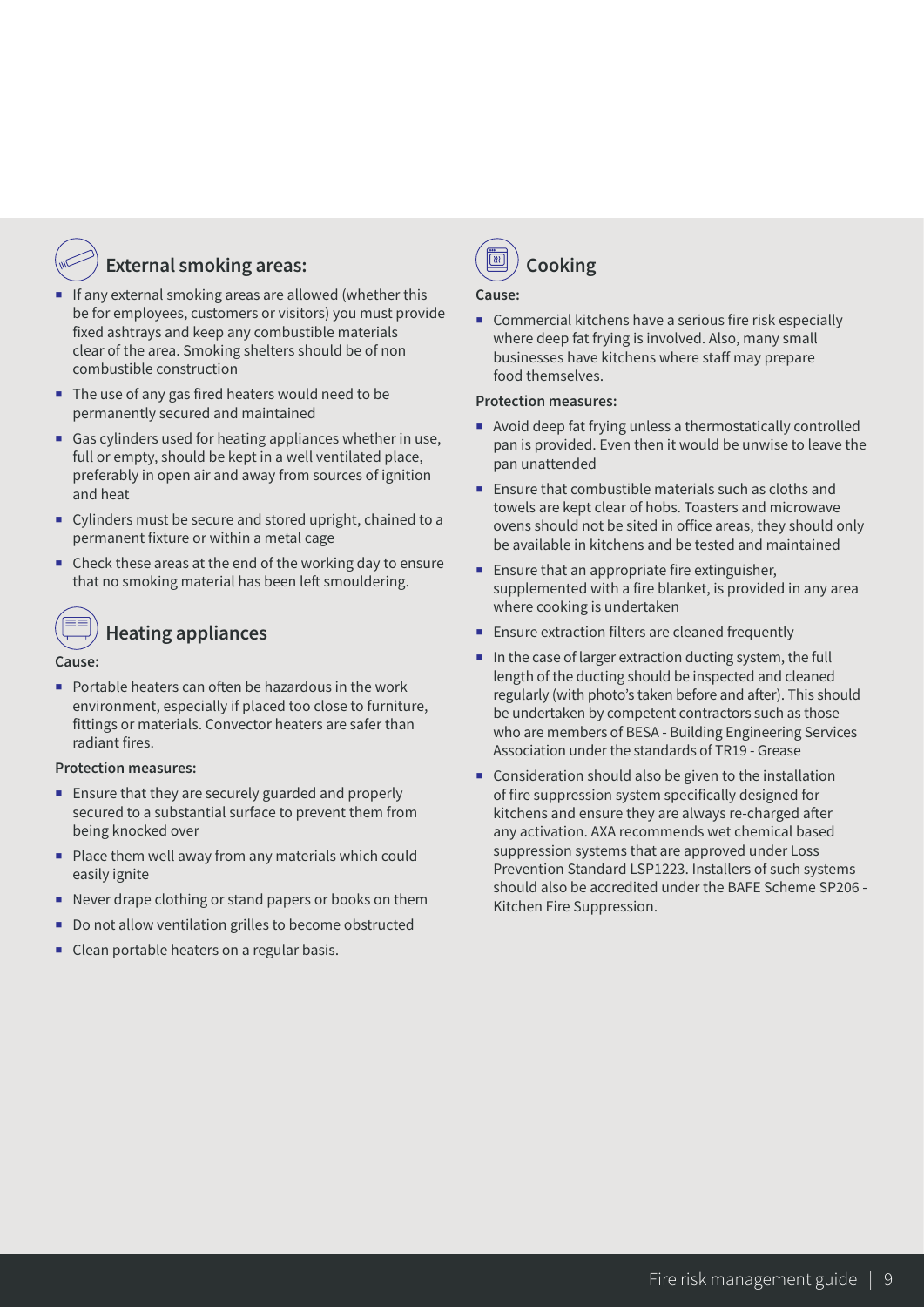## External smoking areas:

- If any external smoking areas are allowed (whether this be for employees, customers or visitors) you must provide fixed ashtrays and keep any combustible materials clear of the area. Smoking shelters should be of non combustible construction
- The use of any gas fired heaters would need to be permanently secured and maintained
- Gas cylinders used for heating appliances whether in use, full or empty, should be kept in a well ventilated place, preferably in open air and away from sources of ignition and heat
- Cylinders must be secure and stored upright, chained to a permanent fixture or within a metal cage
- Check these areas at the end of the working day to ensure that no smoking material has been left smouldering.

## Heating appliances

**Cause:**

- Portable heaters can often be hazardous in the work environment, especially if placed too close to furniture, fittings or materials. Convector heaters are safer than radiant fires.

**Protection measures:**

- Ensure that they are securely guarded and properly secured to a substantial surface to prevent them from being knocked over
- Place them well away from any materials which could easily ignite
- Never drape clothing or stand papers or books on them
- Do not allow ventilation grilles to become obstructed
- Clean portable heaters on a regular basis.

## Cooking

**Cause:**

- Commercial kitchens have a serious fire risk especially where deep fat frying is involved. Also, many small businesses have kitchens where staff may prepare food themselves.

**Protection measures:**

- Avoid deep fat frying unless a thermostatically controlled pan is provided. Even then it would be unwise to leave the pan unattended
- Ensure that combustible materials such as cloths and towels are kept clear of hobs. Toasters and microwave ovens should not be sited in office areas, they should only be available in kitchens and be tested and maintained
- Ensure that an appropriate fire extinguisher, supplemented with a fire blanket, is provided in any area where cooking is undertaken
- Ensure extraction filters are cleaned frequently
- In the case of larger extraction ducting system, the full length of the ducting should be inspected and cleaned regularly (with photo's taken before and after). This should be undertaken by competent contractors such as those who are members of BESA - Building Engineering Services Association under the standards of TR19 - Grease
- Consideration should also be given to the installation of fire suppression system specifically designed for kitchens and ensure they are always re-charged after any activation. AXA recommends wet chemical based suppression systems that are approved under Loss Prevention Standard LSP1223. Installers of such systems should also be accredited under the BAFE Scheme SP206 - Kitchen Fire Suppression.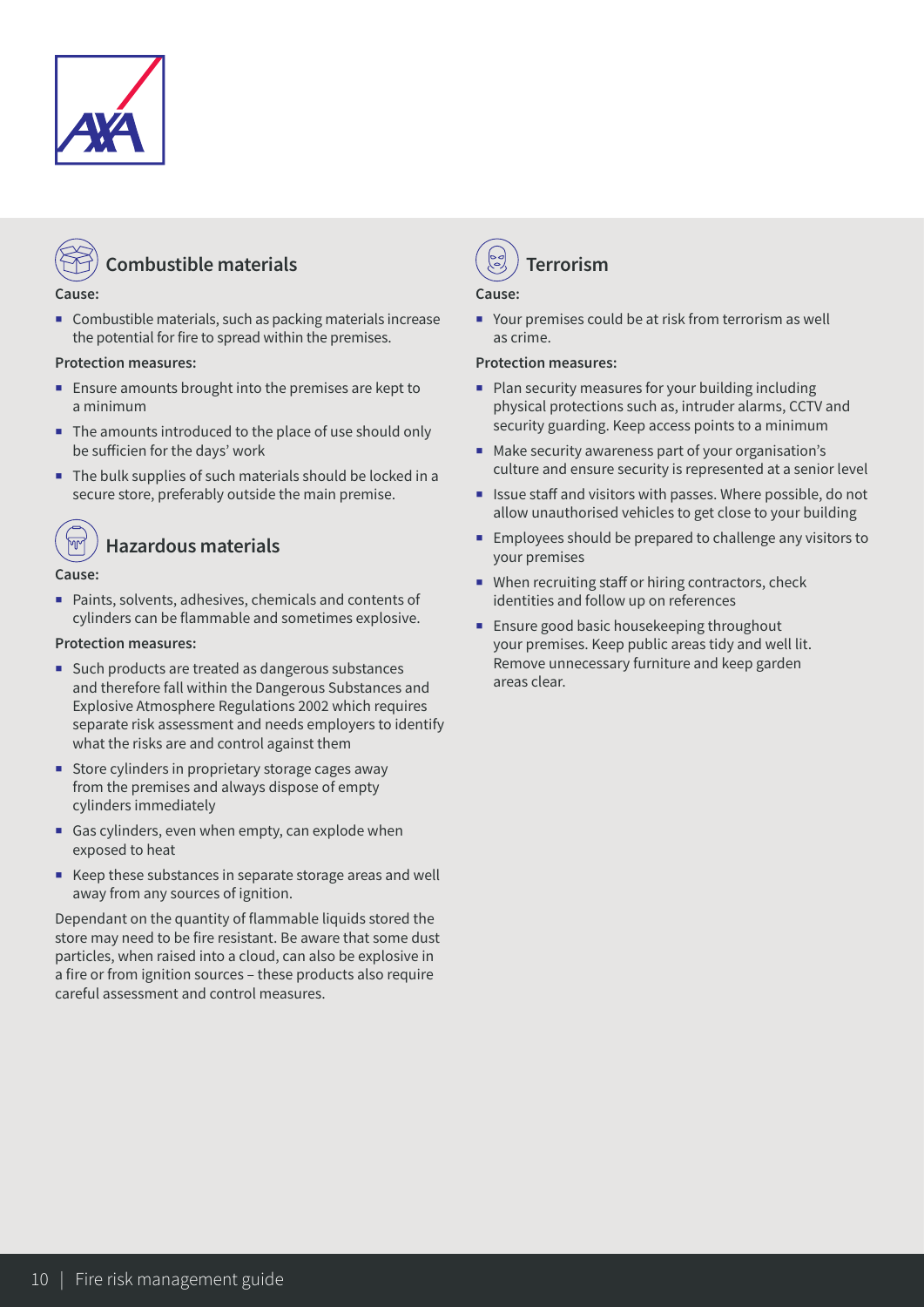## Combustible materials

**Cause:**

- Combustible materials, such as packing materials increase the potential for fire to spread within the premises.

**Protection measures:**

- Ensure amounts brought into the premises are kept to a minimum
- The amounts introduced to the place of use should only be sufficien for the days' work
- The bulk supplies of such materials should be locked in a secure store, preferably outside the main premise.

## Hazardous materials

**Cause:**

- Paints, solvents, adhesives, chemicals and contents of cylinders can be flammable and sometimes explosive.

**Protection measures:**

- Such products are treated as dangerous substances and therefore fall within the Dangerous Substances and Explosive Atmosphere Regulations 2002 which requires separate risk assessment and needs employers to identify what the risks are and control against them
- Store cylinders in proprietary storage cages away from the premises and always dispose of empty cylinders immediately
- Gas cylinders, even when empty, can explode when exposed to heat
- Keep these substances in separate storage areas and well away from any sources of ignition.

Dependant on the quantity of flammable liquids stored the store may need to be fire resistant. Be aware that some dust particles, when raised into a cloud, can also be explosive in a fire or from ignition sources – these products also require careful assessment and control measures.

## Terrorism

**Cause:**

- Your premises could be at risk from terrorism as well as crime.

**Protection measures:**

- Plan security measures for your building including physical protections such as, intruder alarms, CCTV and security guarding. Keep access points to a minimum
- Make security awareness part of your organisation's culture and ensure security is represented at a senior level
- Issue staff and visitors with passes. Where possible, do not allow unauthorised vehicles to get close to your building
- Employees should be prepared to challenge any visitors to your premises
- When recruiting staff or hiring contractors, check identities and follow up on references
- Ensure good basic housekeeping throughout your premises. Keep public areas tidy and well lit. Remove unnecessary furniture and keep garden areas clear.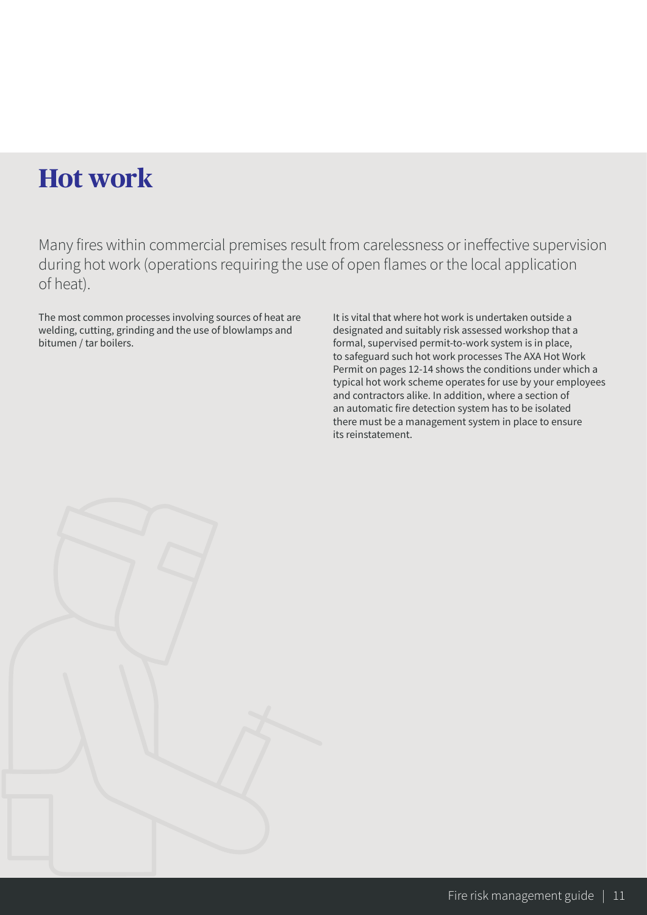# Hot work

Many fires within commercial premises result from carelessness or ineffective supervision during hot work (operations requiring the use of open flames or the local application of heat).

The most common processes involving sources of heat are welding, cutting, grinding and the use of blowlamps and bitumen / tar boilers.

It is vital that where hot work is undertaken outside a designated and suitably risk assessed workshop that a formal, supervised permit-to-work system is in place, to safeguard such hot work processes The AXA Hot Work Permit on pages 12-14 shows the conditions under which a typical hot work scheme operates for use by your employees and contractors alike. In addition, where a section of an automatic fire detection system has to be isolated there must be a management system in place to ensure its reinstatement.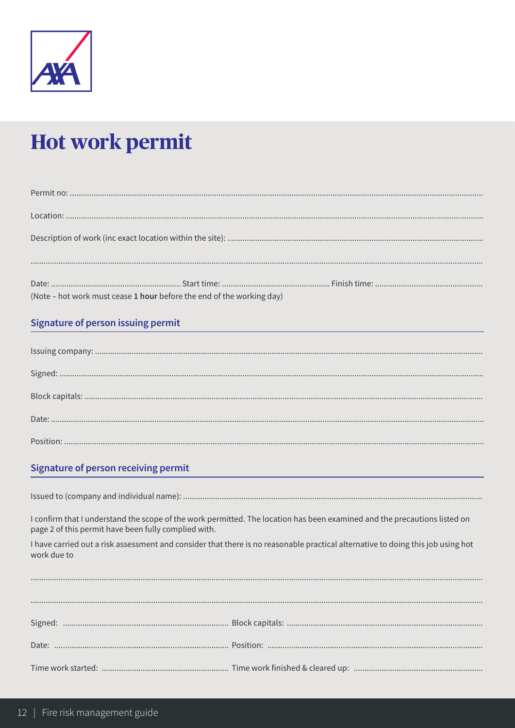# Hot work permit

Permit no: ..............................................................................................................................................................................

Location: ..............................................................................................................................................................................

Description of work (inc exact location within the site): .....................................................................................................................

..............................................................................................................................................................................

Date: ........................................................... Start time: ................................................. Finish time: .................................................

(Note – hot work must cease **1 hour** before the end of the working day)

## Signature of person issuing permit

Issuing company: ..............................................................................................................................................................................

Signed: ..............................................................................................................................................................................

Block capitals: ..............................................................................................................................................................................

Date: ..............................................................................................................................................................................

Position: ..............................................................................................................................................................................

## Signature of person receiving permit

Issued to (company and individual name): ..............................................................................................................................................................................

I confirm that I understand the scope of the work permitted. The location has been examined and the precautions listed on page 2 of this permit have been fully complied with.

I have carried out a risk assessment and consider that there is no reasonable practical alternative to doing this job using hot work due to

..............................................................................................................................................................................

..............................................................................................................................................................................

Signed: ........................................................................... Block capitals: ..........................................................................................

Date: ................................................................................ Position: ...................................................................................................

Time work started: .......................................................... Time work finished & cleared up: ..........................................................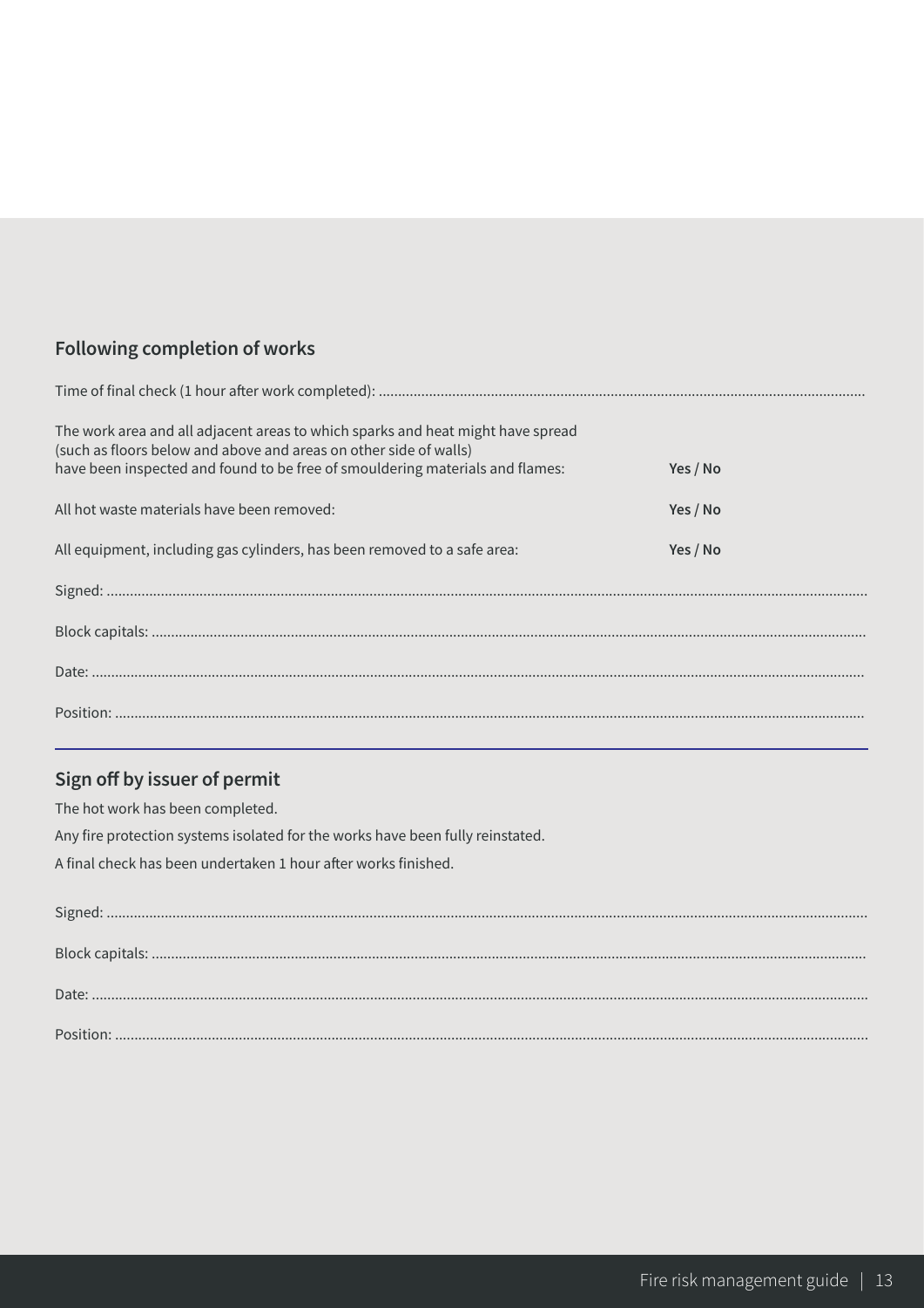## Following completion of works

Time of final check (1 hour after work completed): ..............................................................................................................................

The work area and all adjacent areas to which sparks and heat might have spread (such as floors below and above and areas on other side of walls) have been inspected and found to be free of smouldering materials and flames: **Yes / No**

All hot waste materials have been removed: **Yes / No**

All equipment, including gas cylinders, has been removed to a safe area: **Yes / No**

Signed: ..............................................................................................................................................................................

Block capitals: ...................................................................................................................................................................

Date: .................................................................................................................................................................................

Position: ............................................................................................................................................................................

## Sign off by issuer of permit

The hot work has been completed.

Any fire protection systems isolated for the works have been fully reinstated.

A final check has been undertaken 1 hour after works finished.

Signed: ..............................................................................................................................................................................

Block capitals: ...................................................................................................................................................................

Date: .................................................................................................................................................................................

Position: ............................................................................................................................................................................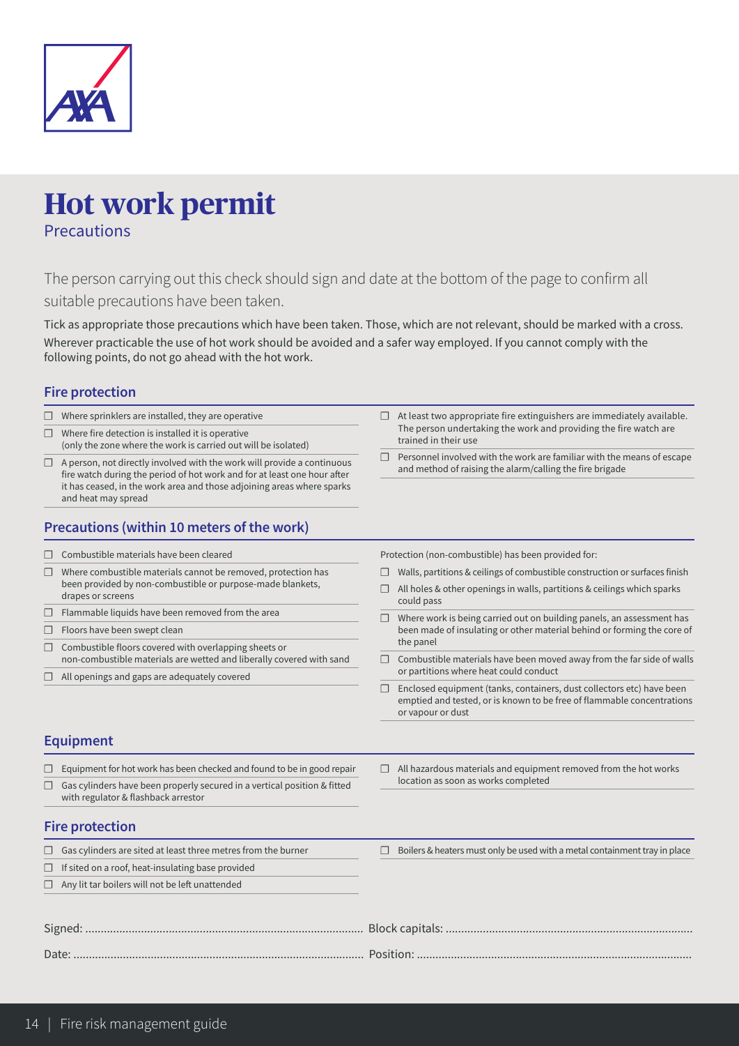# Hot work permit

Precautions

The person carrying out this check should sign and date at the bottom of the page to confirm all suitable precautions have been taken.

Tick as appropriate those precautions which have been taken. Those, which are not relevant, should be marked with a cross. Wherever practicable the use of hot work should be avoided and a safer way employed. If you cannot comply with the following points, do not go ahead with the hot work.

## Fire protection

- ☐ Where sprinklers are installed, they are operative
- ☐ Where fire detection is installed it is operative (only the zone where the work is carried out will be isolated)
- ☐ A person, not directly involved with the work will provide a continuous fire watch during the period of hot work and for at least one hour after it has ceased, in the work area and those adjoining areas where sparks and heat may spread
- ☐ At least two appropriate fire extinguishers are immediately available. The person undertaking the work and providing the fire watch are trained in their use
- ☐ Personnel involved with the work are familiar with the means of escape and method of raising the alarm/calling the fire brigade

## Precautions (within 10 meters of the work)

- ☐ Combustible materials have been cleared
- ☐ Where combustible materials cannot be removed, protection has been provided by non-combustible or purpose-made blankets, drapes or screens
- ☐ Flammable liquids have been removed from the area
- ☐ Floors have been swept clean
- ☐ Combustible floors covered with overlapping sheets or non-combustible materials are wetted and liberally covered with sand
- ☐ All openings and gaps are adequately covered

Protection (non-combustible) has been provided for:

- ☐ Walls, partitions & ceilings of combustible construction or surfaces finish
- ☐ All holes & other openings in walls, partitions & ceilings which sparks could pass
- ☐ Where work is being carried out on building panels, an assessment has been made of insulating or other material behind or forming the core of the panel
- ☐ Combustible materials have been moved away from the far side of walls or partitions where heat could conduct
- ☐ Enclosed equipment (tanks, containers, dust collectors etc) have been emptied and tested, or is known to be free of flammable concentrations or vapour or dust

## Equipment

- ☐ Equipment for hot work has been checked and found to be in good repair
- ☐ Gas cylinders have been properly secured in a vertical position & fitted with regulator & flashback arrestor
- ☐ All hazardous materials and equipment removed from the hot works location as soon as works completed

## Fire protection

- ☐ Gas cylinders are sited at least three metres from the burner
- ☐ If sited on a roof, heat-insulating base provided
- ☐ Any lit tar boilers will not be left unattended
- ☐ Boilers & heaters must only be used with a metal containment tray in place

Signed: ........................................................................................ Block capitals: ..............................................................................

Date: ............................................................................................ Position: .......................................................................................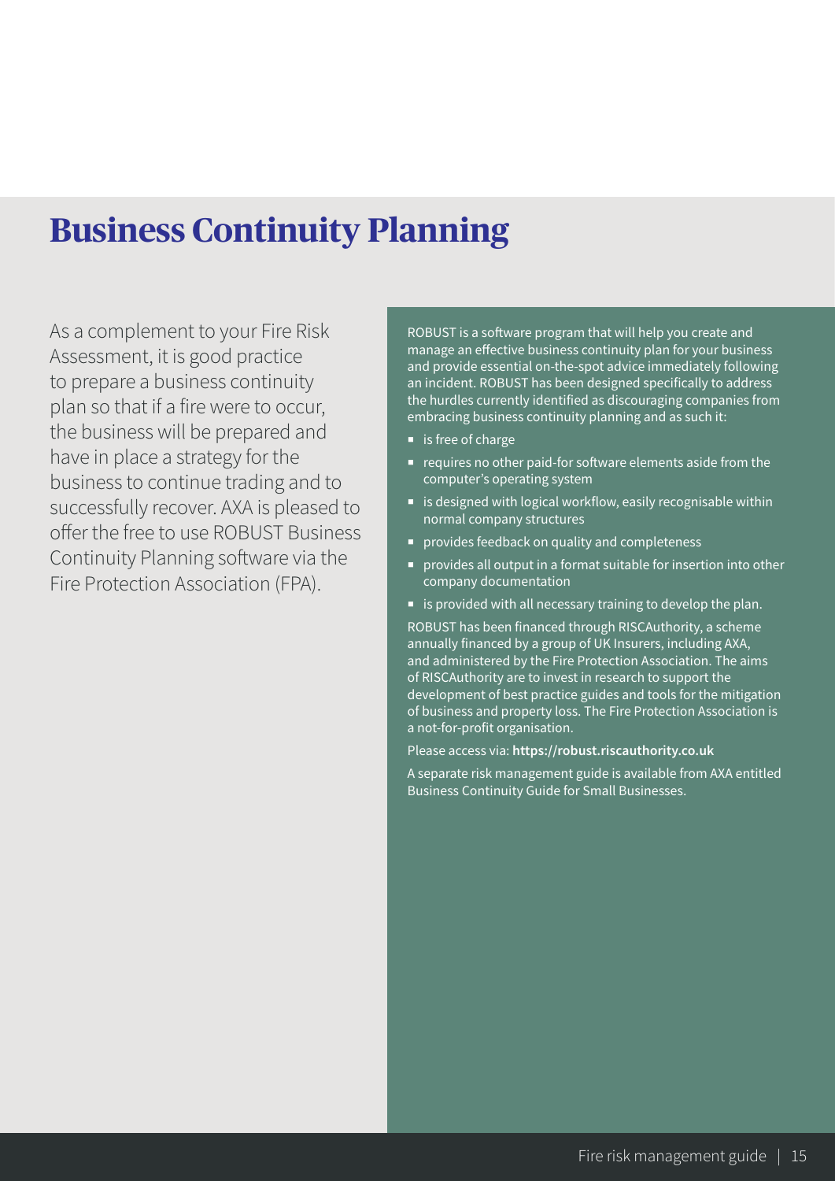# Business Continuity Planning

As a complement to your Fire Risk Assessment, it is good practice to prepare a business continuity plan so that if a fire were to occur, the business will be prepared and have in place a strategy for the business to continue trading and to successfully recover. AXA is pleased to offer the free to use ROBUST Business Continuity Planning software via the Fire Protection Association (FPA).

ROBUST is a software program that will help you create and manage an effective business continuity plan for your business and provide essential on-the-spot advice immediately following an incident. ROBUST has been designed specifically to address the hurdles currently identified as discouraging companies from embracing business continuity planning and as such it:

- is free of charge
- requires no other paid-for software elements aside from the computer's operating system
- is designed with logical workflow, easily recognisable within normal company structures
- provides feedback on quality and completeness
- provides all output in a format suitable for insertion into other company documentation
- is provided with all necessary training to develop the plan.

ROBUST has been financed through RISCAuthority, a scheme annually financed by a group of UK Insurers, including AXA, and administered by the Fire Protection Association. The aims of RISCAuthority are to invest in research to support the development of best practice guides and tools for the mitigation of business and property loss. The Fire Protection Association is a not-for-profit organisation.

Please access via: **https://robust.riscauthority.co.uk**

A separate risk management guide is available from AXA entitled Business Continuity Guide for Small Businesses.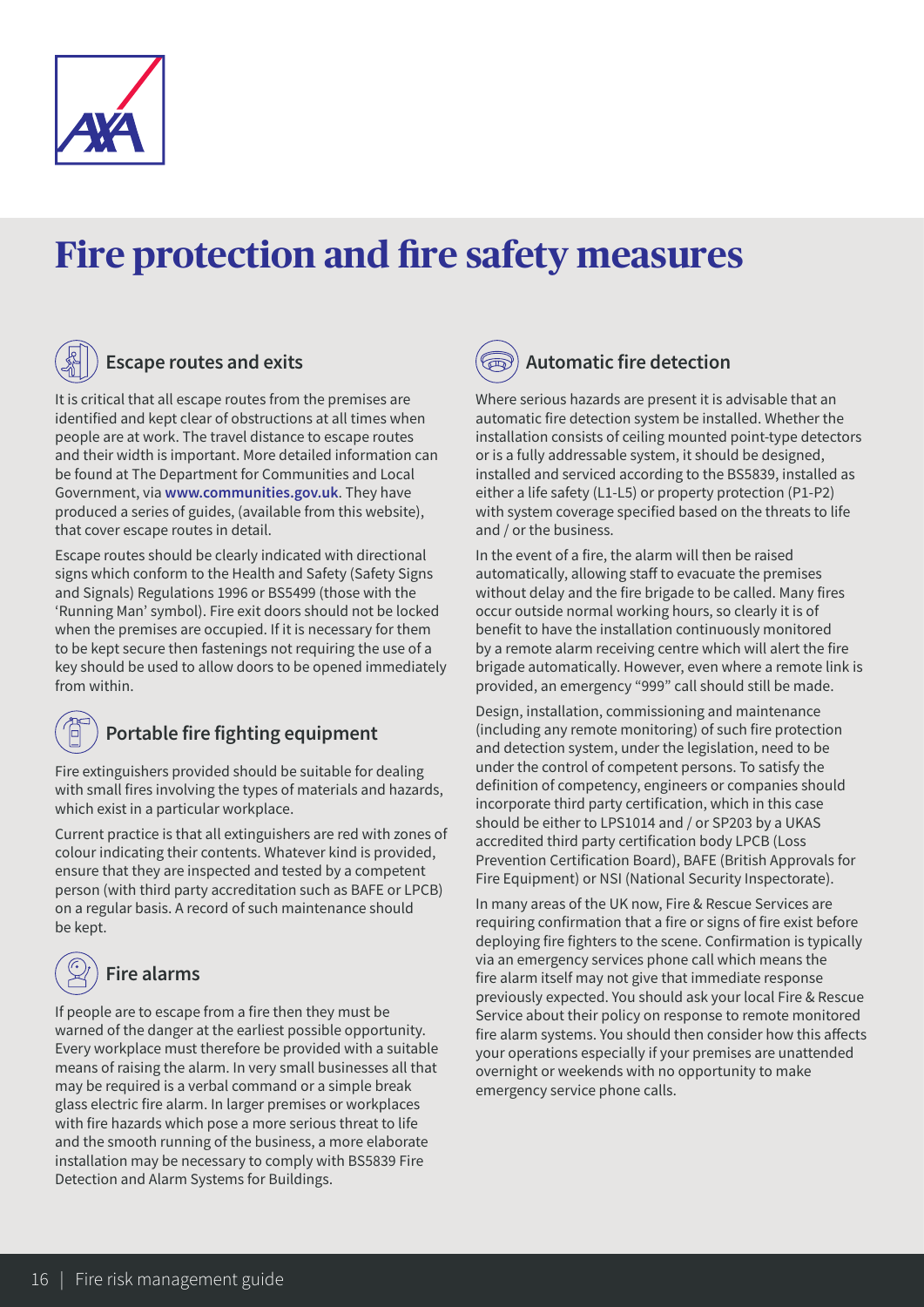# Fire protection and fire safety measures

## Escape routes and exits

It is critical that all escape routes from the premises are identified and kept clear of obstructions at all times when people are at work. The travel distance to escape routes and their width is important. More detailed information can be found at The Department for Communities and Local Government, via **www.communities.gov.uk**. They have produced a series of guides, (available from this website), that cover escape routes in detail.

Escape routes should be clearly indicated with directional signs which conform to the Health and Safety (Safety Signs and Signals) Regulations 1996 or BS5499 (those with the 'Running Man' symbol). Fire exit doors should not be locked when the premises are occupied. If it is necessary for them to be kept secure then fastenings not requiring the use of a key should be used to allow doors to be opened immediately from within.

## Portable fire fighting equipment

Fire extinguishers provided should be suitable for dealing with small fires involving the types of materials and hazards, which exist in a particular workplace.

Current practice is that all extinguishers are red with zones of colour indicating their contents. Whatever kind is provided, ensure that they are inspected and tested by a competent person (with third party accreditation such as BAFE or LPCB) on a regular basis. A record of such maintenance should be kept.

## Fire alarms

If people are to escape from a fire then they must be warned of the danger at the earliest possible opportunity. Every workplace must therefore be provided with a suitable means of raising the alarm. In very small businesses all that may be required is a verbal command or a simple break glass electric fire alarm. In larger premises or workplaces with fire hazards which pose a more serious threat to life and the smooth running of the business, a more elaborate installation may be necessary to comply with BS5839 Fire Detection and Alarm Systems for Buildings.

## Automatic fire detection

Where serious hazards are present it is advisable that an automatic fire detection system be installed. Whether the installation consists of ceiling mounted point-type detectors or is a fully addressable system, it should be designed, installed and serviced according to the BS5839, installed as either a life safety (L1-L5) or property protection (P1-P2) with system coverage specified based on the threats to life and / or the business.

In the event of a fire, the alarm will then be raised automatically, allowing staff to evacuate the premises without delay and the fire brigade to be called. Many fires occur outside normal working hours, so clearly it is of benefit to have the installation continuously monitored by a remote alarm receiving centre which will alert the fire brigade automatically. However, even where a remote link is provided, an emergency "999" call should still be made.

Design, installation, commissioning and maintenance (including any remote monitoring) of such fire protection and detection system, under the legislation, need to be under the control of competent persons. To satisfy the definition of competency, engineers or companies should incorporate third party certification, which in this case should be either to LPS1014 and / or SP203 by a UKAS accredited third party certification body LPCB (Loss Prevention Certification Board), BAFE (British Approvals for Fire Equipment) or NSI (National Security Inspectorate).

In many areas of the UK now, Fire & Rescue Services are requiring confirmation that a fire or signs of fire exist before deploying fire fighters to the scene. Confirmation is typically via an emergency services phone call which means the fire alarm itself may not give that immediate response previously expected. You should ask your local Fire & Rescue Service about their policy on response to remote monitored fire alarm systems. You should then consider how this affects your operations especially if your premises are unattended overnight or weekends with no opportunity to make emergency service phone calls.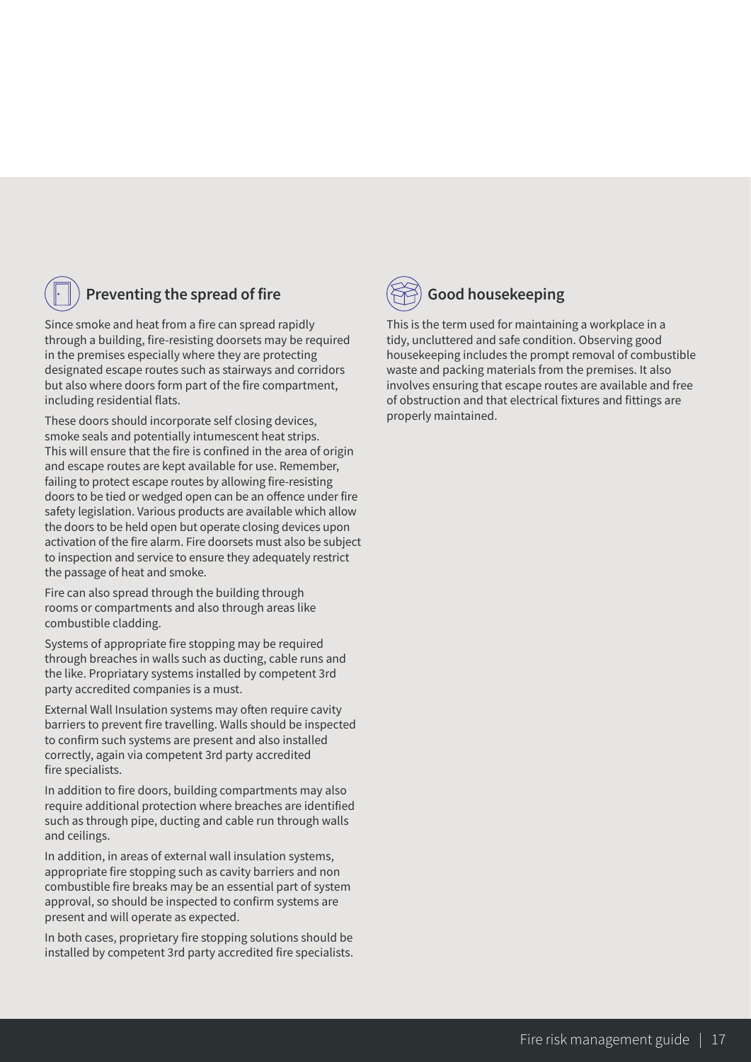## Preventing the spread of fire

Since smoke and heat from a fire can spread rapidly through a building, fire-resisting doorsets may be required in the premises especially where they are protecting designated escape routes such as stairways and corridors but also where doors form part of the fire compartment, including residential flats.

These doors should incorporate self closing devices, smoke seals and potentially intumescent heat strips. This will ensure that the fire is confined in the area of origin and escape routes are kept available for use. Remember, failing to protect escape routes by allowing fire-resisting doors to be tied or wedged open can be an offence under fire safety legislation. Various products are available which allow the doors to be held open but operate closing devices upon activation of the fire alarm. Fire doorsets must also be subject to inspection and service to ensure they adequately restrict the passage of heat and smoke.

Fire can also spread through the building through rooms or compartments and also through areas like combustible cladding.

Systems of appropriate fire stopping may be required through breaches in walls such as ducting, cable runs and the like. Propriatary systems installed by competent 3rd party accredited companies is a must.

External Wall Insulation systems may often require cavity barriers to prevent fire travelling. Walls should be inspected to confirm such systems are present and also installed correctly, again via competent 3rd party accredited fire specialists.

In addition to fire doors, building compartments may also require additional protection where breaches are identified such as through pipe, ducting and cable run through walls and ceilings.

In addition, in areas of external wall insulation systems, appropriate fire stopping such as cavity barriers and non combustible fire breaks may be an essential part of system approval, so should be inspected to confirm systems are present and will operate as expected.

In both cases, proprietary fire stopping solutions should be installed by competent 3rd party accredited fire specialists.

## Good housekeeping

This is the term used for maintaining a workplace in a tidy, uncluttered and safe condition. Observing good housekeeping includes the prompt removal of combustible waste and packing materials from the premises. It also involves ensuring that escape routes are available and free of obstruction and that electrical fixtures and fittings are properly maintained.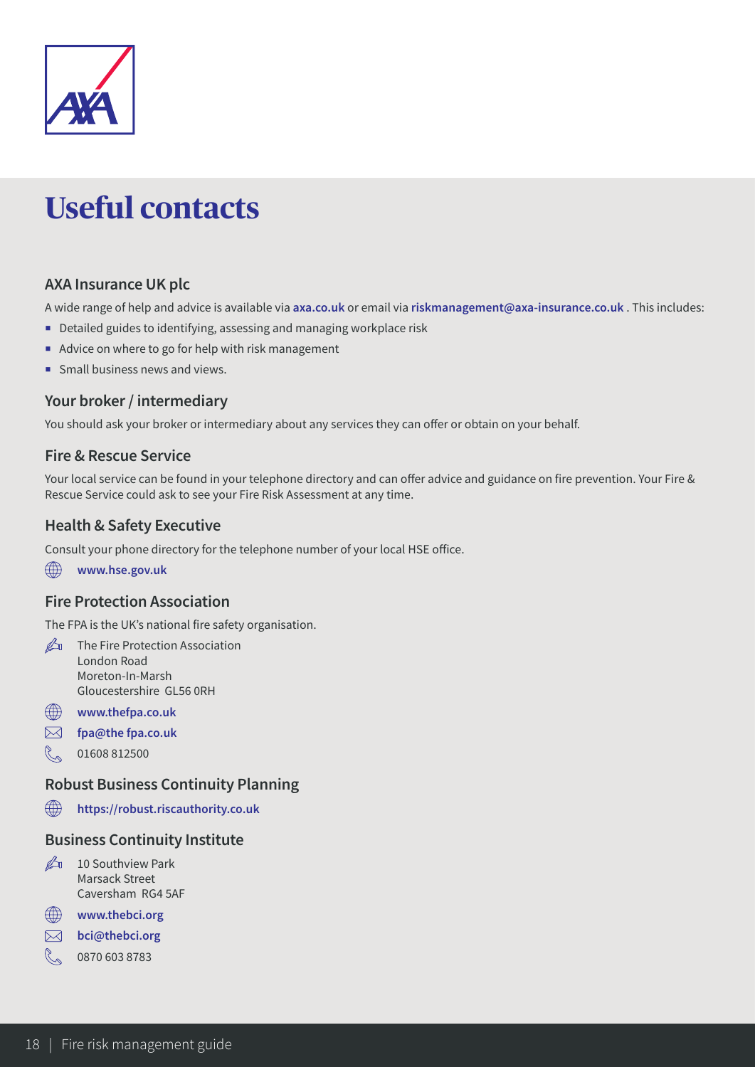# Useful contacts

## AXA Insurance UK plc

A wide range of help and advice is available via **axa.co.uk** or email via **riskmanagement@axa-insurance.co.uk** . This includes:

- Detailed guides to identifying, assessing and managing workplace risk
- Advice on where to go for help with risk management
- Small business news and views.

## Your broker / intermediary

You should ask your broker or intermediary about any services they can offer or obtain on your behalf.

## Fire & Rescue Service

Your local service can be found in your telephone directory and can offer advice and guidance on fire prevention. Your Fire & Rescue Service could ask to see your Fire Risk Assessment at any time.

## Health & Safety Executive

Consult your phone directory for the telephone number of your local HSE office.

**www.hse.gov.uk**

## Fire Protection Association

The FPA is the UK's national fire safety organisation.

The Fire Protection Association
London Road
Moreton-In-Marsh
Gloucestershire GL56 0RH

**www.thefpa.co.uk**

**fpa@the fpa.co.uk**

01608 812500

## Robust Business Continuity Planning

**https://robust.riscauthority.co.uk**

## Business Continuity Institute

10 Southview Park
Marsack Street
Caversham RG4 5AF

**www.thebci.org**

**bci@thebci.org**

0870 603 8783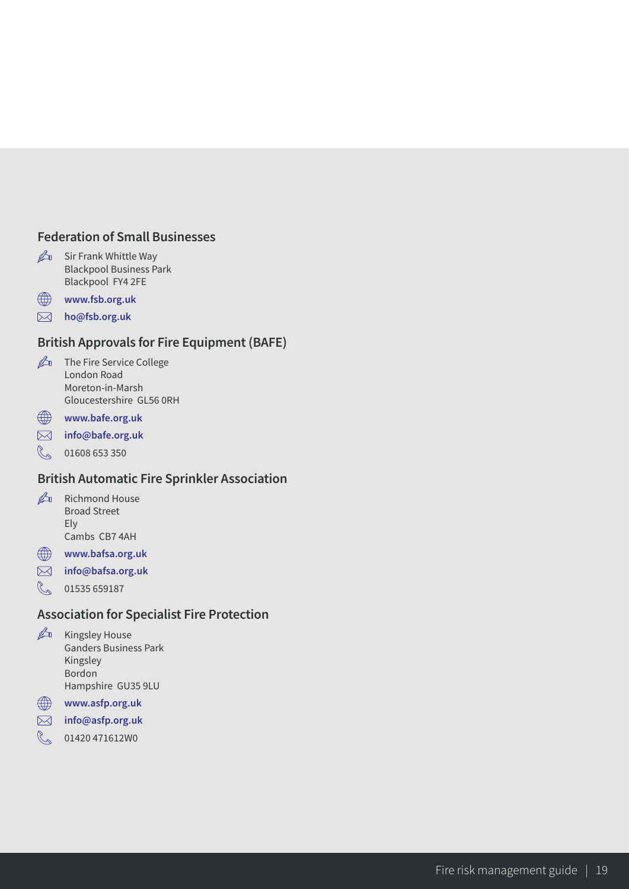## Federation of Small Businesses

Sir Frank Whittle Way
Blackpool Business Park
Blackpool FY4 2FE

**www.fsb.org.uk**

**ho@fsb.org.uk**

## British Approvals for Fire Equipment (BAFE)

The Fire Service College
London Road
Moreton-in-Marsh
Gloucestershire GL56 0RH

**www.bafe.org.uk**

**info@bafe.org.uk**

01608 653 350

## British Automatic Fire Sprinkler Association

Richmond House
Broad Street
Ely
Cambs CB7 4AH

**www.bafsa.org.uk**

**info@bafsa.org.uk**

01535 659187

## Association for Specialist Fire Protection

Kingsley House
Ganders Business Park
Kingsley
Bordon
Hampshire GU35 9LU

**www.asfp.org.uk**

**info@asfp.org.uk**

01420 471612W0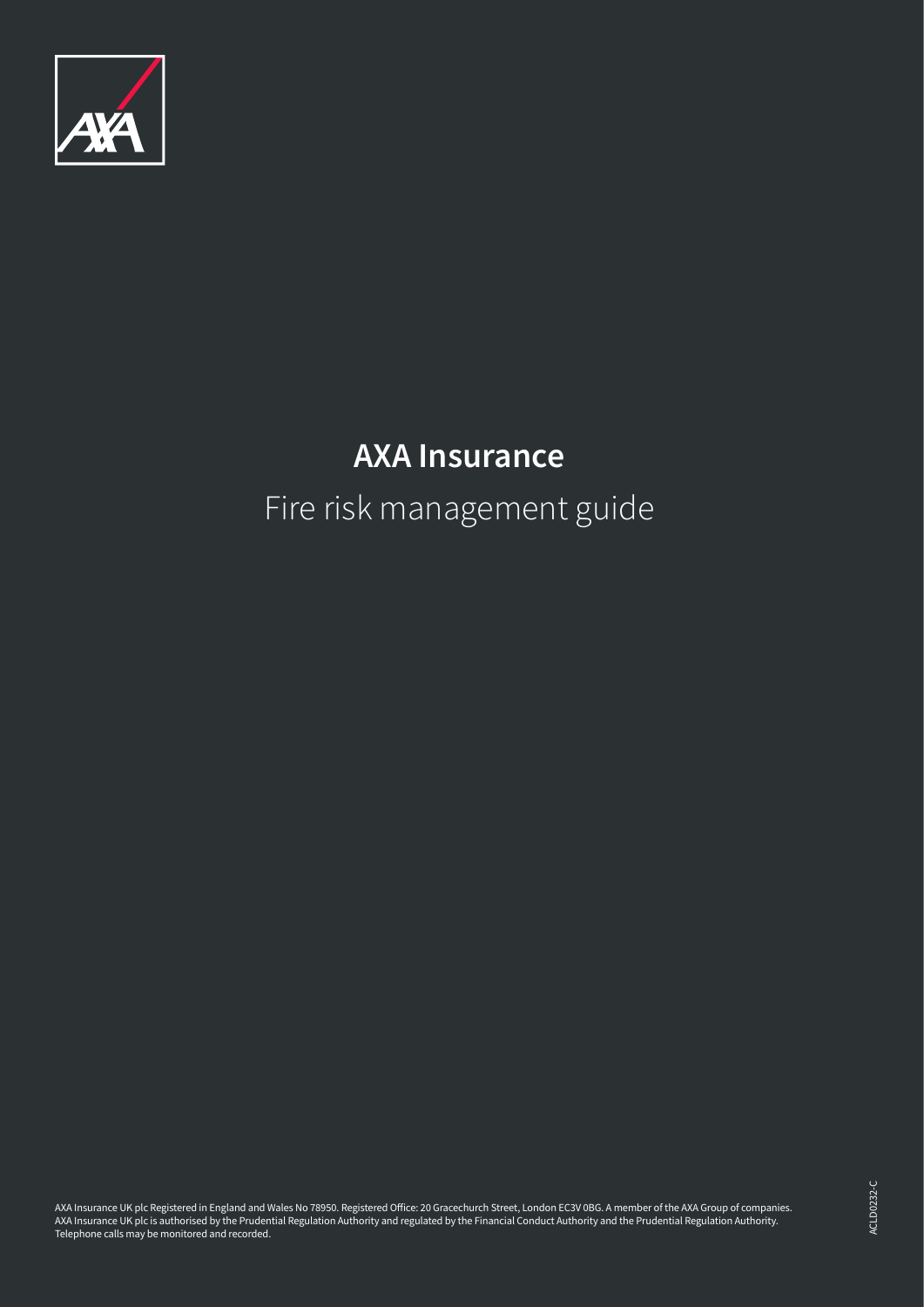# AXA Insurance

Fire risk management guide

AXA Insurance UK plc Registered in England and Wales No 78950. Registered Office: 20 Gracechurch Street, London EC3V 0BG. A member of the AXA Group of companies. AXA Insurance UK plc is authorised by the Prudential Regulation Authority and regulated by the Financial Conduct Authority and the Prudential Regulation Authority. Telephone calls may be monitored and recorded.

ACLD0232-C